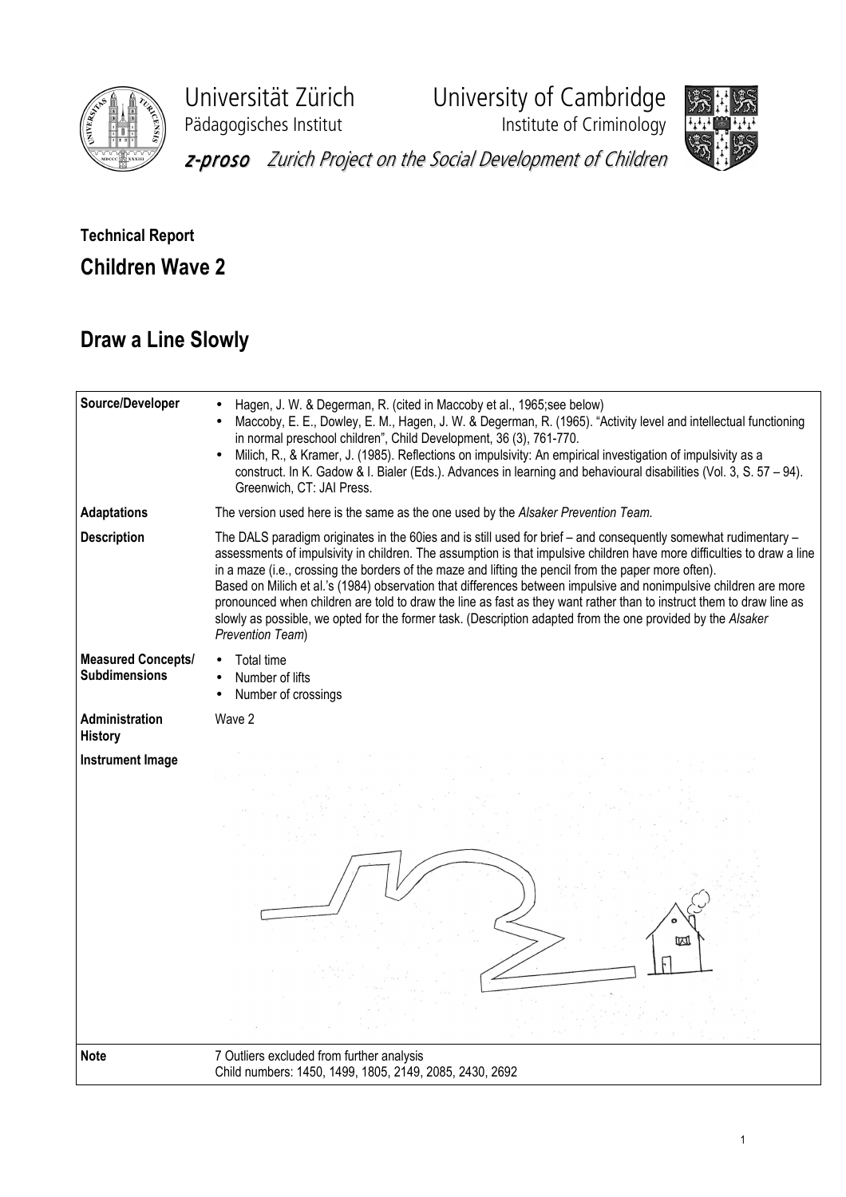Universität Zürich
Pädagogisches Institut

University of Cambridge
Institute of Criminology

*z-proso* Zurich Project on the Social Development of Children

**Technical Report**

## Children Wave 2

## Draw a Line Slowly

| | |
|---|---|
| **Source/Developer** | • Hagen, J. W. & Degerman, R. (cited in Maccoby et al., 1965;see below)<br>• Maccoby, E. E., Dowley, E. M., Hagen, J. W. & Degerman, R. (1965). "Activity level and intellectual functioning in normal preschool children", Child Development, 36 (3), 761-770.<br>• Milich, R., & Kramer, J. (1985). Reflections on impulsivity: An empirical investigation of impulsivity as a construct. In K. Gadow & I. Bialer (Eds.). Advances in learning and behavioural disabilities (Vol. 3, S. 57 – 94). Greenwich, CT: JAI Press. |
| **Adaptations** | The version used here is the same as the one used by the *Alsaker Prevention Team.* |
| **Description** | The DALS paradigm originates in the 60ies and is still used for brief – and consequently somewhat rudimentary – assessments of impulsivity in children. The assumption is that impulsive children have more difficulties to draw a line in a maze (i.e., crossing the borders of the maze and lifting the pencil from the paper more often).<br>Based on Milich et al.'s (1984) observation that differences between impulsive and nonimpulsive children are more pronounced when children are told to draw the line as fast as they want rather than to instruct them to draw line as slowly as possible, we opted for the former task. (Description adapted from the one provided by the *Alsaker Prevention Team*) |
| **Measured Concepts/ Subdimensions** | • Total time<br>• Number of lifts<br>• Number of crossings |
| **Administration History** | Wave 2 |
| **Instrument Image** | |
| **Note** | 7 Outliers excluded from further analysis<br>Child numbers: 1450, 1499, 1805, 2149, 2085, 2430, 2692 |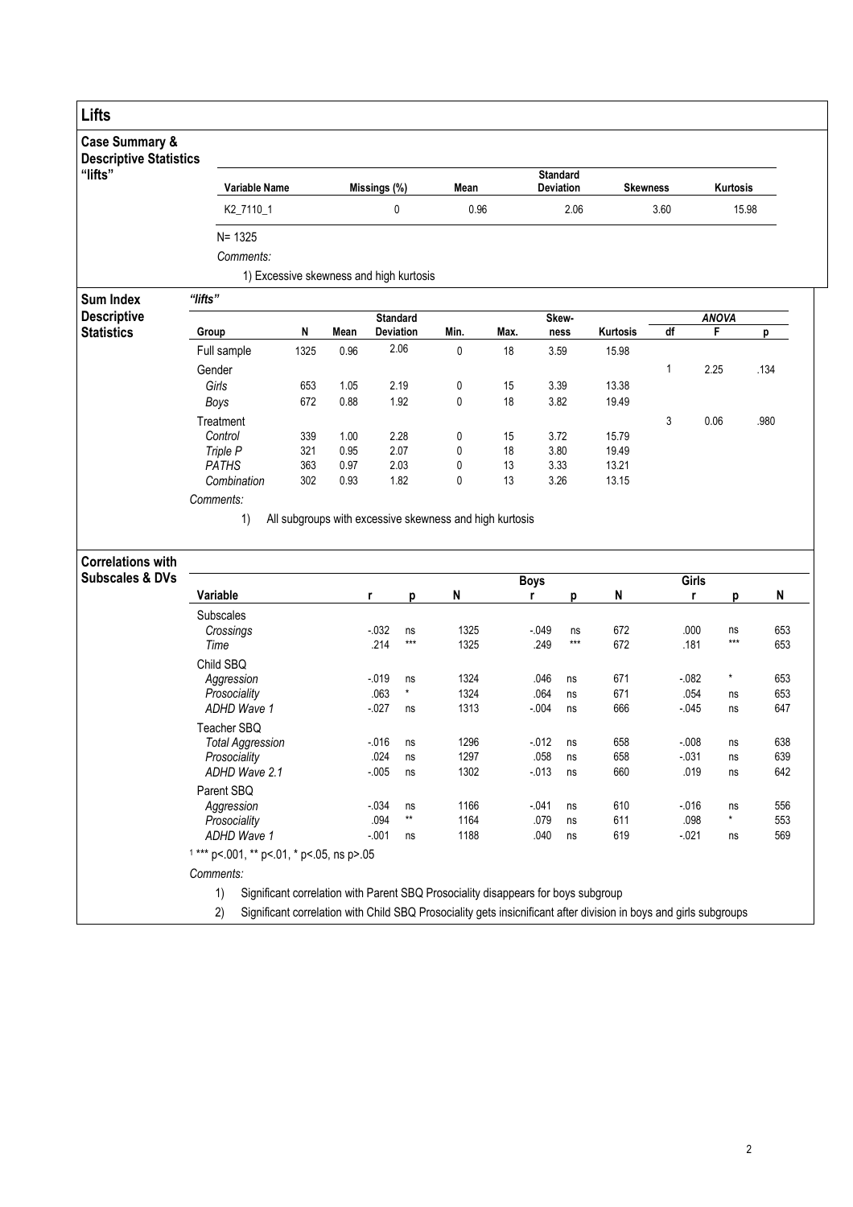## Lifts

### Case Summary & Descriptive Statistics "lifts"

| Variable Name | Missings (%) | Mean | Standard Deviation | Skewness | Kurtosis |
|---|---|---|---|---|---|
| K2_7110_1 | 0 | 0.96 | 2.06 | 3.60 | 15.98 |

N= 1325

*Comments:*

1) Excessive skewness and high kurtosis

### Sum Index Descriptive Statistics

*"lifts"*

| Group | N | Mean | Standard Deviation | Min. | Max. | Skew-ness | Kurtosis | ANOVA df | ANOVA F | ANOVA p |
|---|---|---|---|---|---|---|---|---|---|---|
| Full sample | 1325 | 0.96 | 2.06 | 0 | 18 | 3.59 | 15.98 | | | |
| Gender | | | | | | | | 1 | 2.25 | .134 |
| *Girls* | 653 | 1.05 | 2.19 | 0 | 15 | 3.39 | 13.38 | | | |
| *Boys* | 672 | 0.88 | 1.92 | 0 | 18 | 3.82 | 19.49 | | | |
| Treatment | | | | | | | | 3 | 0.06 | .980 |
| *Control* | 339 | 1.00 | 2.28 | 0 | 15 | 3.72 | 15.79 | | | |
| *Triple P* | 321 | 0.95 | 2.07 | 0 | 18 | 3.80 | 19.49 | | | |
| *PATHS* | 363 | 0.97 | 2.03 | 0 | 13 | 3.33 | 13.21 | | | |
| *Combination* | 302 | 0.93 | 1.82 | 0 | 13 | 3.26 | 13.15 | | | |

*Comments:*

1) All subgroups with excessive skewness and high kurtosis

### Correlations with Subscales & DVs

| Variable | r | p | N | Boys r | Boys p | Boys N | Girls r | Girls p | Girls N |
|---|---|---|---|---|---|---|---|---|---|
| Subscales | | | | | | | | | |
| *Crossings* | -.032 | ns | 1325 | -.049 | ns | 672 | .000 | ns | 653 |
| *Time* | .214 | *** | 1325 | .249 | *** | 672 | .181 | *** | 653 |
| Child SBQ | | | | | | | | | |
| *Aggression* | -.019 | ns | 1324 | .046 | ns | 671 | -.082 | * | 653 |
| *Prosociality* | .063 | * | 1324 | .064 | ns | 671 | .054 | ns | 653 |
| *ADHD Wave 1* | -.027 | ns | 1313 | -.004 | ns | 666 | -.045 | ns | 647 |
| Teacher SBQ | | | | | | | | | |
| *Total Aggression* | -.016 | ns | 1296 | -.012 | ns | 658 | -.008 | ns | 638 |
| *Prosociality* | .024 | ns | 1297 | .058 | ns | 658 | -.031 | ns | 639 |
| *ADHD Wave 2.1* | -.005 | ns | 1302 | -.013 | ns | 660 | .019 | ns | 642 |
| Parent SBQ | | | | | | | | | |
| *Aggression* | -.034 | ns | 1166 | -.041 | ns | 610 | -.016 | ns | 556 |
| *Prosociality* | .094 | ** | 1164 | .079 | ns | 611 | .098 | * | 553 |
| *ADHD Wave 1* | -.001 | ns | 1188 | .040 | ns | 619 | -.021 | ns | 569 |

[1] *** p<.001, ** p<.01, * p<.05, ns p>.05

*Comments:*

1) Significant correlation with Parent SBQ Prosociality disappears for boys subgroup
2) Significant correlation with Child SBQ Prosociality gets insicnificant after division in boys and girls subgroups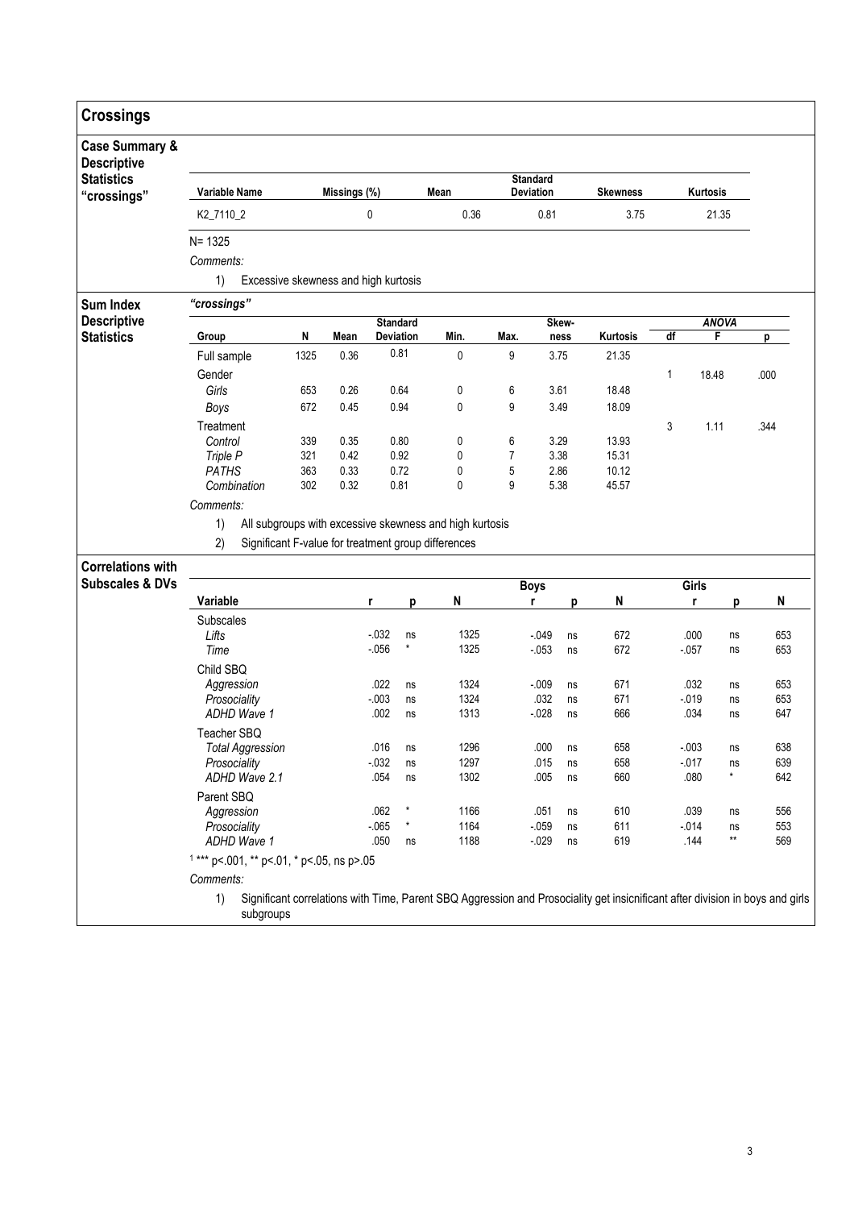## Crossings

### Case Summary & Descriptive Statistics "crossings"

| Variable Name | Missings (%) | Mean | Standard Deviation | Skewness | Kurtosis |
|---|---|---|---|---|---|
| K2_7110_2 | 0 | 0.36 | 0.81 | 3.75 | 21.35 |

N= 1325

*Comments:*

1) Excessive skewness and high kurtosis

### Sum Index Descriptive Statistics

*"crossings"*

| Group | N | Mean | Standard Deviation | Min. | Max. | Skewness | Kurtosis | ANOVA df | ANOVA F | ANOVA p |
|---|---|---|---|---|---|---|---|---|---|---|
| Full sample | 1325 | 0.36 | 0.81 | 0 | 9 | 3.75 | 21.35 | | | |
| Gender | | | | | | | | 1 | 18.48 | .000 |
| *Girls* | 653 | 0.26 | 0.64 | 0 | 6 | 3.61 | 18.48 | | | |
| *Boys* | 672 | 0.45 | 0.94 | 0 | 9 | 3.49 | 18.09 | | | |
| Treatment | | | | | | | | 3 | 1.11 | .344 |
| *Control* | 339 | 0.35 | 0.80 | 0 | 6 | 3.29 | 13.93 | | | |
| *Triple P* | 321 | 0.42 | 0.92 | 0 | 7 | 3.38 | 15.31 | | | |
| *PATHS* | 363 | 0.33 | 0.72 | 0 | 5 | 2.86 | 10.12 | | | |
| *Combination* | 302 | 0.32 | 0.81 | 0 | 9 | 5.38 | 45.57 | | | |

*Comments:*

1) All subgroups with excessive skewness and high kurtosis
2) Significant F-value for treatment group differences

### Correlations with Subscales & DVs

| Variable | r | p | N | Boys r | Boys p | Boys N | Girls r | Girls p | Girls N |
|---|---|---|---|---|---|---|---|---|---|
| Subscales | | | | | | | | | |
| *Lifts* | -.032 | ns | 1325 | -.049 | ns | 672 | .000 | ns | 653 |
| *Time* | -.056 | * | 1325 | -.053 | ns | 672 | -.057 | ns | 653 |
| Child SBQ | | | | | | | | | |
| *Aggression* | .022 | ns | 1324 | -.009 | ns | 671 | .032 | ns | 653 |
| *Prosociality* | -.003 | ns | 1324 | .032 | ns | 671 | -.019 | ns | 653 |
| *ADHD Wave 1* | .002 | ns | 1313 | -.028 | ns | 666 | .034 | ns | 647 |
| Teacher SBQ | | | | | | | | | |
| *Total Aggression* | .016 | ns | 1296 | .000 | ns | 658 | -.003 | ns | 638 |
| *Prosociality* | -.032 | ns | 1297 | .015 | ns | 658 | -.017 | ns | 639 |
| *ADHD Wave 2.1* | .054 | ns | 1302 | .005 | ns | 660 | .080 | * | 642 |
| Parent SBQ | | | | | | | | | |
| *Aggression* | .062 | * | 1166 | .051 | ns | 610 | .039 | ns | 556 |
| *Prosociality* | -.065 | * | 1164 | -.059 | ns | 611 | -.014 | ns | 553 |
| *ADHD Wave 1* | .050 | ns | 1188 | -.029 | ns | 619 | .144 | ** | 569 |

[1] *** p<.001, ** p<.01, * p<.05, ns p>.05

*Comments:*

1) Significant correlations with Time, Parent SBQ Aggression and Prosociality get insicnificant after division in boys and girls subgroups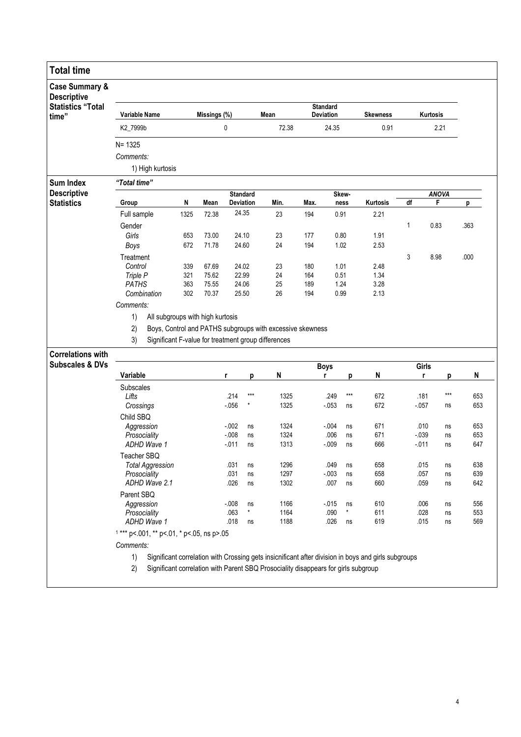## Total time

### Case Summary & Descriptive Statistics "Total time"

| Variable Name | Missings (%) | Mean | Standard Deviation | Skewness | Kurtosis |
|---|---|---|---|---|---|
| K2_7999b | 0 | 72.38 | 24.35 | 0.91 | 2.21 |

N= 1325

*Comments:*

1) High kurtosis

### Sum Index Descriptive Statistics

*"Total time"*

| Group | N | Mean | Standard Deviation | Min. | Max. | Skew-ness | Kurtosis | ANOVA df | ANOVA F | ANOVA p |
|---|---|---|---|---|---|---|---|---|---|---|
| Full sample | 1325 | 72.38 | 24.35 | 23 | 194 | 0.91 | 2.21 | | | |
| Gender | | | | | | | | 1 | 0.83 | .363 |
| *Girls* | 653 | 73.00 | 24.10 | 23 | 177 | 0.80 | 1.91 | | | |
| *Boys* | 672 | 71.78 | 24.60 | 24 | 194 | 1.02 | 2.53 | | | |
| Treatment | | | | | | | | 3 | 8.98 | .000 |
| *Control* | 339 | 67.69 | 24.02 | 23 | 180 | 1.01 | 2.48 | | | |
| *Triple P* | 321 | 75.62 | 22.99 | 24 | 164 | 0.51 | 1.34 | | | |
| *PATHS* | 363 | 75.55 | 24.06 | 25 | 189 | 1.24 | 3.28 | | | |
| *Combination* | 302 | 70.37 | 25.50 | 26 | 194 | 0.99 | 2.13 | | | |

*Comments:*

1) All subgroups with high kurtosis
2) Boys, Control and PATHS subgroups with excessive skewness
3) Significant F-value for treatment group differences

### Correlations with Subscales & DVs

| Variable | r | p | N | Boys r | Boys p | Boys N | Girls r | Girls p | Girls N |
|---|---|---|---|---|---|---|---|---|---|
| Subscales | | | | | | | | | |
| *Lifts* | .214 | *** | 1325 | .249 | *** | 672 | .181 | *** | 653 |
| *Crossings* | -.056 | * | 1325 | -.053 | ns | 672 | -.057 | ns | 653 |
| Child SBQ | | | | | | | | | |
| *Aggression* | -.002 | ns | 1324 | -.004 | ns | 671 | .010 | ns | 653 |
| *Prosociality* | -.008 | ns | 1324 | .006 | ns | 671 | -.039 | ns | 653 |
| *ADHD Wave 1* | -.011 | ns | 1313 | -.009 | ns | 666 | -.011 | ns | 647 |
| Teacher SBQ | | | | | | | | | |
| *Total Aggression* | .031 | ns | 1296 | .049 | ns | 658 | .015 | ns | 638 |
| *Prosociality* | .031 | ns | 1297 | -.003 | ns | 658 | .057 | ns | 639 |
| *ADHD Wave 2.1* | .026 | ns | 1302 | .007 | ns | 660 | .059 | ns | 642 |
| Parent SBQ | | | | | | | | | |
| *Aggression* | -.008 | ns | 1166 | -.015 | ns | 610 | .006 | ns | 556 |
| *Prosociality* | .063 | * | 1164 | .090 | * | 611 | .028 | ns | 553 |
| *ADHD Wave 1* | .018 | ns | 1188 | .026 | ns | 619 | .015 | ns | 569 |

[1] *** p<.001, ** p<.01, * p<.05, ns p>.05

*Comments:*

1) Significant correlation with Crossing gets insicnificant after division in boys and girls subgroups
2) Significant correlation with Parent SBQ Prosociality disappears for girls subgroup